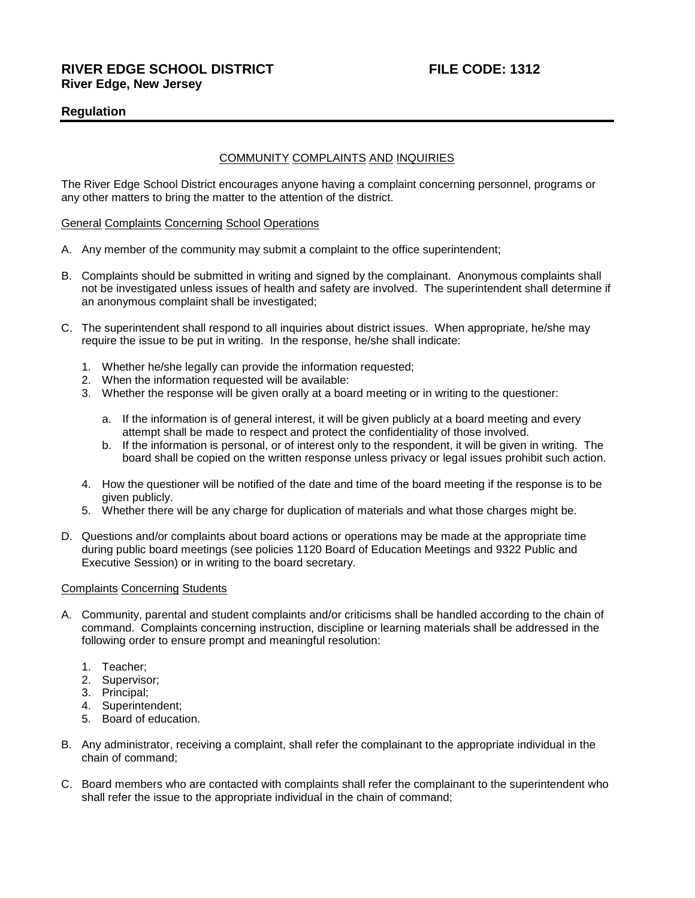# RIVER EDGE SCHOOL DISTRICT FILE CODE: 1312

**River Edge, New Jersey**

## Regulation

### COMMUNITY COMPLAINTS AND INQUIRIES

The River Edge School District encourages anyone having a complaint concerning personnel, programs or any other matters to bring the matter to the attention of the district.

#### General Complaints Concerning School Operations

A. Any member of the community may submit a complaint to the office superintendent;

B. Complaints should be submitted in writing and signed by the complainant. Anonymous complaints shall not be investigated unless issues of health and safety are involved. The superintendent shall determine if an anonymous complaint shall be investigated;

C. The superintendent shall respond to all inquiries about district issues. When appropriate, he/she may require the issue to be put in writing. In the response, he/she shall indicate:

   1. Whether he/she legally can provide the information requested;
   2. When the information requested will be available:
   3. Whether the response will be given orally at a board meeting or in writing to the questioner:

      a. If the information is of general interest, it will be given publicly at a board meeting and every attempt shall be made to respect and protect the confidentiality of those involved.
      b. If the information is personal, or of interest only to the respondent, it will be given in writing. The board shall be copied on the written response unless privacy or legal issues prohibit such action.

   4. How the questioner will be notified of the date and time of the board meeting if the response is to be given publicly.
   5. Whether there will be any charge for duplication of materials and what those charges might be.

D. Questions and/or complaints about board actions or operations may be made at the appropriate time during public board meetings (see policies 1120 Board of Education Meetings and 9322 Public and Executive Session) or in writing to the board secretary.

#### Complaints Concerning Students

A. Community, parental and student complaints and/or criticisms shall be handled according to the chain of command. Complaints concerning instruction, discipline or learning materials shall be addressed in the following order to ensure prompt and meaningful resolution:

   1. Teacher;
   2. Supervisor;
   3. Principal;
   4. Superintendent;
   5. Board of education.

B. Any administrator, receiving a complaint, shall refer the complainant to the appropriate individual in the chain of command;

C. Board members who are contacted with complaints shall refer the complainant to the superintendent who shall refer the issue to the appropriate individual in the chain of command;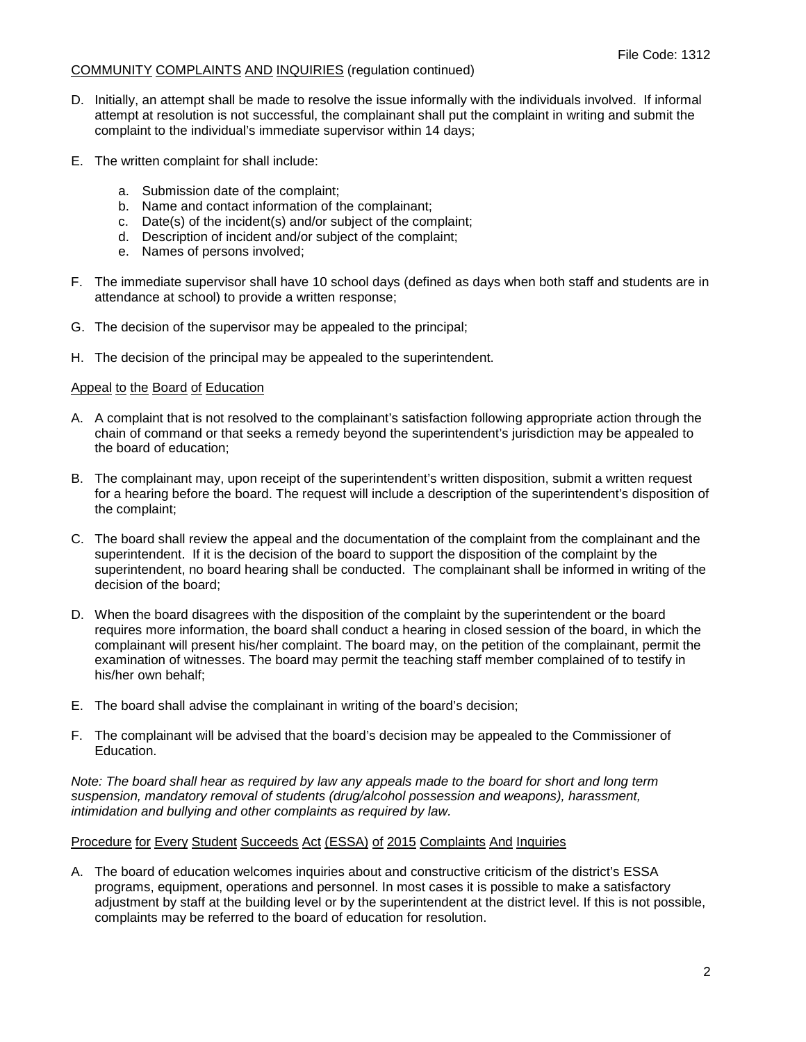COMMUNITY COMPLAINTS AND INQUIRIES (regulation continued)

D. Initially, an attempt shall be made to resolve the issue informally with the individuals involved. If informal attempt at resolution is not successful, the complainant shall put the complaint in writing and submit the complaint to the individual's immediate supervisor within 14 days;

E. The written complaint for shall include:

   a. Submission date of the complaint;
   b. Name and contact information of the complainant;
   c. Date(s) of the incident(s) and/or subject of the complaint;
   d. Description of incident and/or subject of the complaint;
   e. Names of persons involved;

F. The immediate supervisor shall have 10 school days (defined as days when both staff and students are in attendance at school) to provide a written response;

G. The decision of the supervisor may be appealed to the principal;

H. The decision of the principal may be appealed to the superintendent.

## Appeal to the Board of Education

A. A complaint that is not resolved to the complainant's satisfaction following appropriate action through the chain of command or that seeks a remedy beyond the superintendent's jurisdiction may be appealed to the board of education;

B. The complainant may, upon receipt of the superintendent's written disposition, submit a written request for a hearing before the board. The request will include a description of the superintendent's disposition of the complaint;

C. The board shall review the appeal and the documentation of the complaint from the complainant and the superintendent. If it is the decision of the board to support the disposition of the complaint by the superintendent, no board hearing shall be conducted. The complainant shall be informed in writing of the decision of the board;

D. When the board disagrees with the disposition of the complaint by the superintendent or the board requires more information, the board shall conduct a hearing in closed session of the board, in which the complainant will present his/her complaint. The board may, on the petition of the complainant, permit the examination of witnesses. The board may permit the teaching staff member complained of to testify in his/her own behalf;

E. The board shall advise the complainant in writing of the board's decision;

F. The complainant will be advised that the board's decision may be appealed to the Commissioner of Education.

*Note: The board shall hear as required by law any appeals made to the board for short and long term suspension, mandatory removal of students (drug/alcohol possession and weapons), harassment, intimidation and bullying and other complaints as required by law.*

## Procedure for Every Student Succeeds Act (ESSA) of 2015 Complaints And Inquiries

A. The board of education welcomes inquiries about and constructive criticism of the district's ESSA programs, equipment, operations and personnel. In most cases it is possible to make a satisfactory adjustment by staff at the building level or by the superintendent at the district level. If this is not possible, complaints may be referred to the board of education for resolution.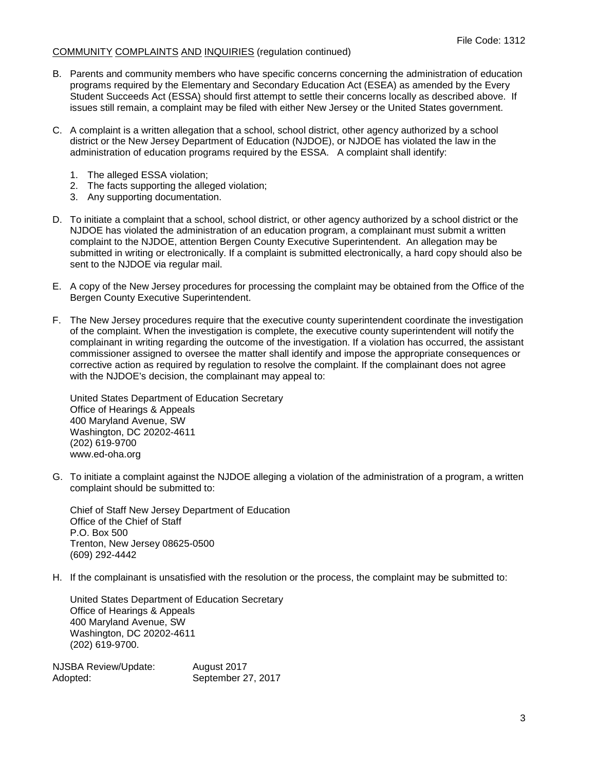COMMUNITY COMPLAINTS AND INQUIRIES (regulation continued)

B. Parents and community members who have specific concerns concerning the administration of education programs required by the Elementary and Secondary Education Act (ESEA) as amended by the Every Student Succeeds Act (ESSA) should first attempt to settle their concerns locally as described above. If issues still remain, a complaint may be filed with either New Jersey or the United States government.

C. A complaint is a written allegation that a school, school district, other agency authorized by a school district or the New Jersey Department of Education (NJDOE), or NJDOE has violated the law in the administration of education programs required by the ESSA. A complaint shall identify:

   1. The alleged ESSA violation;
   2. The facts supporting the alleged violation;
   3. Any supporting documentation.

D. To initiate a complaint that a school, school district, or other agency authorized by a school district or the NJDOE has violated the administration of an education program, a complainant must submit a written complaint to the NJDOE, attention Bergen County Executive Superintendent. An allegation may be submitted in writing or electronically. If a complaint is submitted electronically, a hard copy should also be sent to the NJDOE via regular mail.

E. A copy of the New Jersey procedures for processing the complaint may be obtained from the Office of the Bergen County Executive Superintendent.

F. The New Jersey procedures require that the executive county superintendent coordinate the investigation of the complaint. When the investigation is complete, the executive county superintendent will notify the complainant in writing regarding the outcome of the investigation. If a violation has occurred, the assistant commissioner assigned to oversee the matter shall identify and impose the appropriate consequences or corrective action as required by regulation to resolve the complaint. If the complainant does not agree with the NJDOE's decision, the complainant may appeal to:

   United States Department of Education Secretary
   Office of Hearings & Appeals
   400 Maryland Avenue, SW
   Washington, DC 20202-4611
   (202) 619-9700
   www.ed-oha.org

G. To initiate a complaint against the NJDOE alleging a violation of the administration of a program, a written complaint should be submitted to:

   Chief of Staff New Jersey Department of Education
   Office of the Chief of Staff
   P.O. Box 500
   Trenton, New Jersey 08625-0500
   (609) 292-4442

H. If the complainant is unsatisfied with the resolution or the process, the complaint may be submitted to:

   United States Department of Education Secretary
   Office of Hearings & Appeals
   400 Maryland Avenue, SW
   Washington, DC 20202-4611
   (202) 619-9700.

NJSBA Review/Update: August 2017
Adopted: September 27, 2017